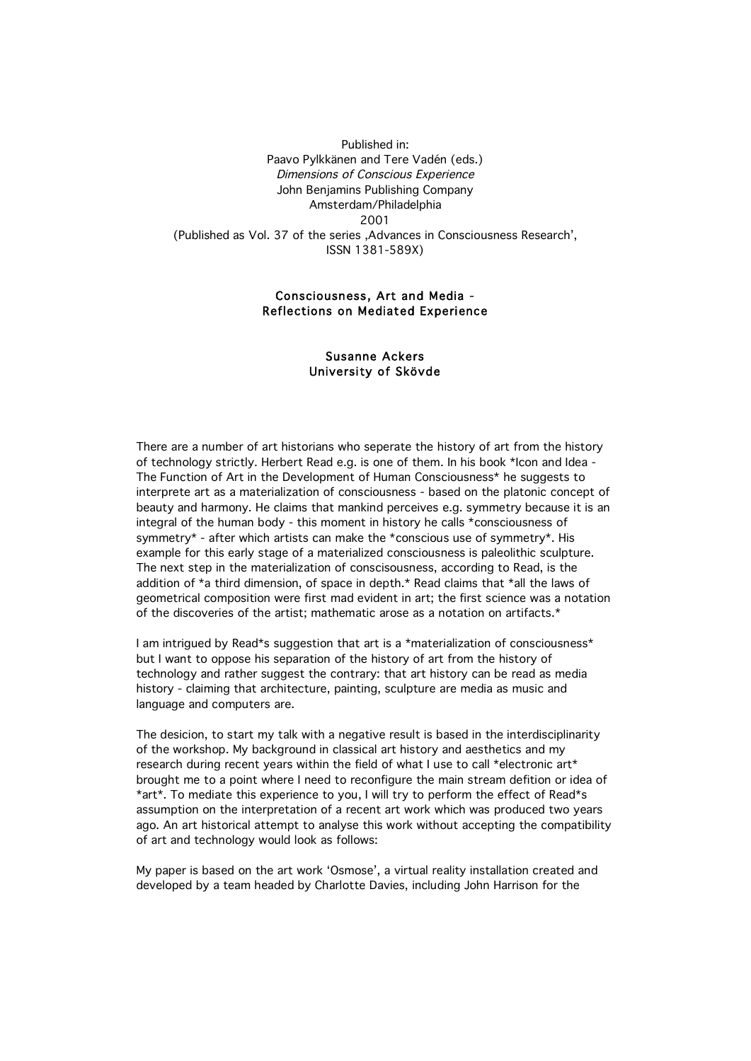Published in:
Paavo Pylkkänen and Tere Vadén (eds.)
*Dimensions of Conscious Experience*
John Benjamins Publishing Company
Amsterdam/Philadelphia
2001
(Published as Vol. 37 of the series ‚Advances in Consciousness Research',
ISSN 1381-589X)

# Consciousness, Art and Media - Reflections on Mediated Experience

**Susanne Ackers**
**University of Skövde**

There are a number of art historians who seperate the history of art from the history of technology strictly. Herbert Read e.g. is one of them. In his book *Icon and Idea - The Function of Art in the Development of Human Consciousness* he suggests to interprete art as a materialization of consciousness - based on the platonic concept of beauty and harmony. He claims that mankind perceives e.g. symmetry because it is an integral of the human body - this moment in history he calls *consciousness of symmetry* - after which artists can make the *conscious use of symmetry*. His example for this early stage of a materialized consciousness is paleolithic sculpture. The next step in the materialization of conscisousness, according to Read, is the addition of *a third dimension, of space in depth.* Read claims that *all the laws of geometrical composition were first mad evident in art; the first science was a notation of the discoveries of the artist; mathematic arose as a notation on artifacts.*

I am intrigued by Read*s suggestion that art is a *materialization of consciousness* but I want to oppose his separation of the history of art from the history of technology and rather suggest the contrary: that art history can be read as media history - claiming that architecture, painting, sculpture are media as music and language and computers are.

The desicion, to start my talk with a negative result is based in the interdisciplinarity of the workshop. My background in classical art history and aesthetics and my research during recent years within the field of what I use to call *electronic art* brought me to a point where I need to reconfigure the main stream defition or idea of *art*. To mediate this experience to you, I will try to perform the effect of Read*s assumption on the interpretation of a recent art work which was produced two years ago. An art historical attempt to analyse this work without accepting the compatibility of art and technology would look as follows:

My paper is based on the art work 'Osmose', a virtual reality installation created and developed by a team headed by Charlotte Davies, including John Harrison for the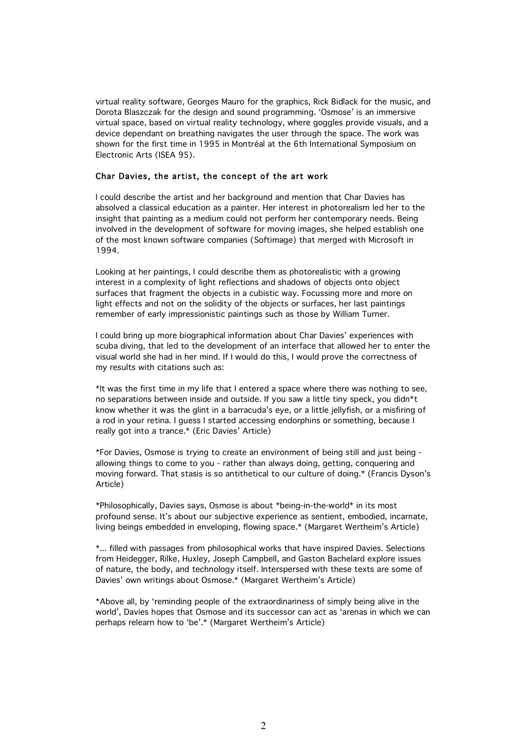virtual reality software, Georges Mauro for the graphics, Rick Bidlack for the music, and Dorota Blaszczak for the design and sound programming. 'Osmose' is an immersive virtual space, based on virtual reality technology, where goggles provide visuals, and a device dependant on breathing navigates the user through the space. The work was shown for the first time in 1995 in Montréal at the 6th International Symposium on Electronic Arts (ISEA 95).

### Char Davies, the artist, the concept of the art work

I could describe the artist and her background and mention that Char Davies has absolved a classical education as a painter. Her interest in photorealism led her to the insight that painting as a medium could not perform her contemporary needs. Being involved in the development of software for moving images, she helped establish one of the most known software companies (Softimage) that merged with Microsoft in 1994.

Looking at her paintings, I could describe them as photorealistic with a growing interest in a complexity of light reflections and shadows of objects onto object surfaces that fragment the objects in a cubistic way. Focussing more and more on light effects and not on the solidity of the objects or surfaces, her last paintings remember of early impressionistic paintings such as those by William Turner.

I could bring up more biographical information about Char Davies' experiences with scuba diving, that led to the development of an interface that allowed her to enter the visual world she had in her mind. If I would do this, I would prove the correctness of my results with citations such as:

*It was the first time in my life that I entered a space where there was nothing to see, no separations between inside and outside. If you saw a little tiny speck, you didn*t know whether it was the glint in a barracuda's eye, or a little jellyfish, or a misfiring of a rod in your retina. I guess I started accessing endorphins or something, because I really got into a trance.* (Eric Davies' Article)

*For Davies, Osmose is trying to create an environment of being still and just being - allowing things to come to you - rather than always doing, getting, conquering and moving forward. That stasis is so antithetical to our culture of doing.* (Francis Dyson's Article)

*Philosophically, Davies says, Osmose is about *being-in-the-world* in its most profound sense. It's about our subjective experience as sentient, embodied, incarnate, living beings embedded in enveloping, flowing space.* (Margaret Wertheim's Article)

*... filled with passages from philosophical works that have inspired Davies. Selections from Heidegger, Rilke, Huxley, Joseph Campbell, and Gaston Bachelard explore issues of nature, the body, and technology itself. Interspersed with these texts are some of Davies' own writings about Osmose.* (Margaret Wertheim's Article)

*Above all, by 'reminding people of the extraordinariness of simply being alive in the world', Davies hopes that Osmose and its successor can act as 'arenas in which we can perhaps relearn how to 'be'.* (Margaret Wertheim's Article)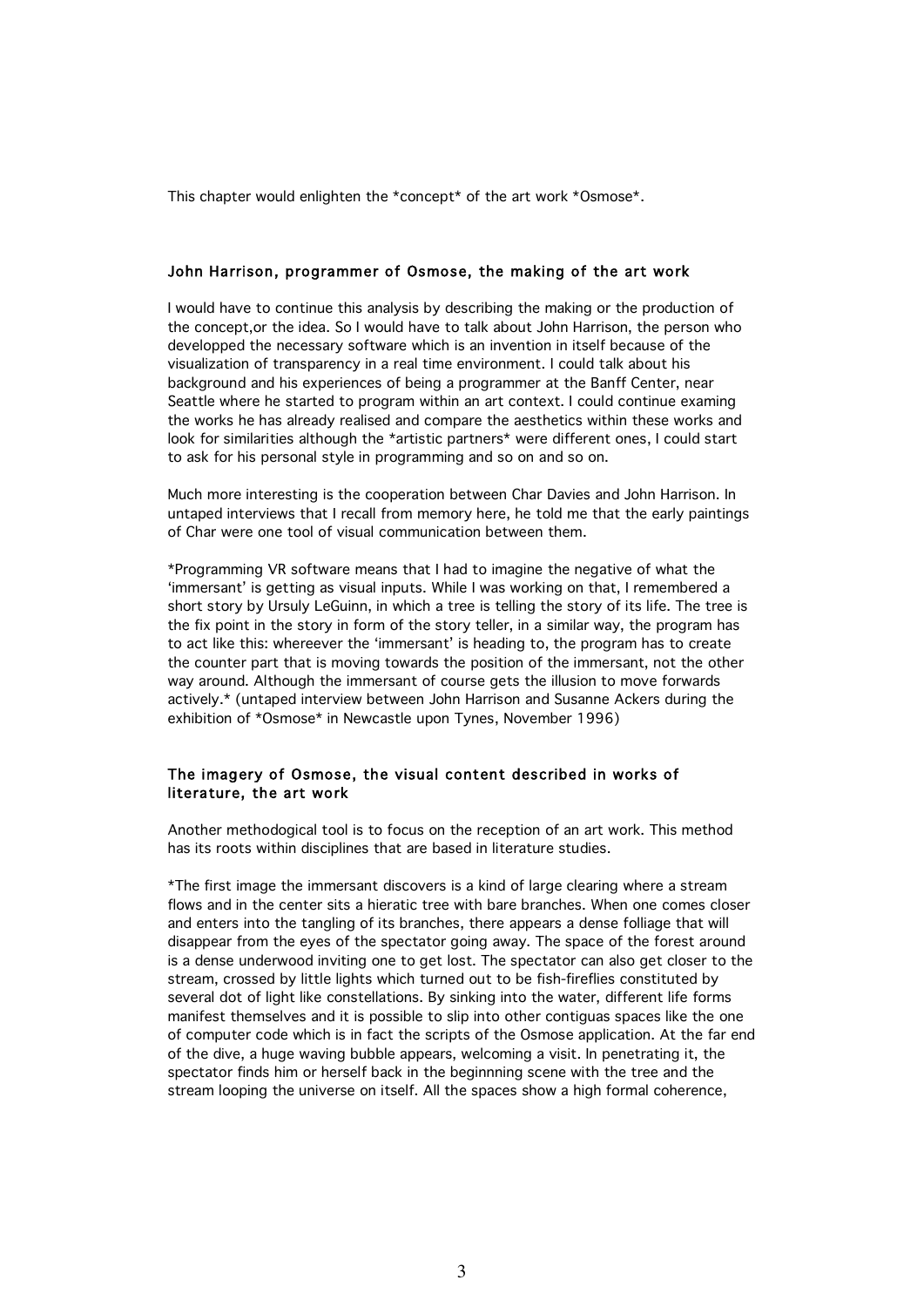This chapter would enlighten the *concept* of the art work *Osmose*.

### John Harrison, programmer of Osmose, the making of the art work

I would have to continue this analysis by describing the making or the production of the concept,or the idea. So I would have to talk about John Harrison, the person who developped the necessary software which is an invention in itself because of the visualization of transparency in a real time environment. I could talk about his background and his experiences of being a programmer at the Banff Center, near Seattle where he started to program within an art context. I could continue examing the works he has already realised and compare the aesthetics within these works and look for similarities although the *artistic partners* were different ones, I could start to ask for his personal style in programming and so on and so on.

Much more interesting is the cooperation between Char Davies and John Harrison. In untaped interviews that I recall from memory here, he told me that the early paintings of Char were one tool of visual communication between them.

*Programming VR software means that I had to imagine the negative of what the 'immersant' is getting as visual inputs. While I was working on that, I remembered a short story by Ursuly LeGuinn, in which a tree is telling the story of its life. The tree is the fix point in the story in form of the story teller, in a similar way, the program has to act like this: whereever the 'immersant' is heading to, the program has to create the counter part that is moving towards the position of the immersant, not the other way around. Although the immersant of course gets the illusion to move forwards actively.* (untaped interview between John Harrison and Susanne Ackers during the exhibition of *Osmose* in Newcastle upon Tynes, November 1996)

### The imagery of Osmose, the visual content described in works of literature, the art work

Another methodological tool is to focus on the reception of an art work. This method has its roots within disciplines that are based in literature studies.

*The first image the immersant discovers is a kind of large clearing where a stream flows and in the center sits a hieratic tree with bare branches. When one comes closer and enters into the tangling of its branches, there appears a dense folliage that will disappear from the eyes of the spectator going away. The space of the forest around is a dense underwood inviting one to get lost. The spectator can also get closer to the stream, crossed by little lights which turned out to be fish-fireflies constituted by several dot of light like constellations. By sinking into the water, different life forms manifest themselves and it is possible to slip into other contiguas spaces like the one of computer code which is in fact the scripts of the Osmose application. At the far end of the dive, a huge waving bubble appears, welcoming a visit. In penetrating it, the spectator finds him or herself back in the beginnning scene with the tree and the stream looping the universe on itself. All the spaces show a high formal coherence,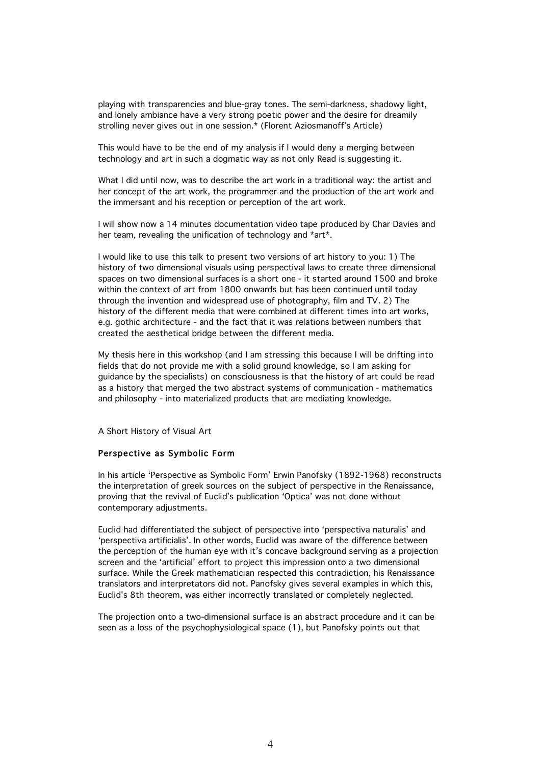playing with transparencies and blue-gray tones. The semi-darkness, shadowy light, and lonely ambiance have a very strong poetic power and the desire for dreamily strolling never gives out in one session.* (Florent Aziosmanoff's Article)

This would have to be the end of my analysis if I would deny a merging between technology and art in such a dogmatic way as not only Read is suggesting it.

What I did until now, was to describe the art work in a traditional way: the artist and her concept of the art work, the programmer and the production of the art work and the immersant and his reception or perception of the art work.

I will show now a 14 minutes documentation video tape produced by Char Davies and her team, revealing the unification of technology and *art*.

I would like to use this talk to present two versions of art history to you: 1) The history of two dimensional visuals using perspectival laws to create three dimensional spaces on two dimensional surfaces is a short one - it started around 1500 and broke within the context of art from 1800 onwards but has been continued until today through the invention and widespread use of photography, film and TV. 2) The history of the different media that were combined at different times into art works, e.g. gothic architecture - and the fact that it was relations between numbers that created the aesthetical bridge between the different media.

My thesis here in this workshop (and I am stressing this because I will be drifting into fields that do not provide me with a solid ground knowledge, so I am asking for guidance by the specialists) on consciousness is that the history of art could be read as a history that merged the two abstract systems of communication - mathematics and philosophy - into materialized products that are mediating knowledge.

A Short History of Visual Art

## Perspective as Symbolic Form

In his article 'Perspective as Symbolic Form' Erwin Panofsky (1892-1968) reconstructs the interpretation of greek sources on the subject of perspective in the Renaissance, proving that the revival of Euclid's publication 'Optica' was not done without contemporary adjustments.

Euclid had differentiated the subject of perspective into 'perspectiva naturalis' and 'perspectiva artificialis'. In other words, Euclid was aware of the difference between the perception of the human eye with it's concave background serving as a projection screen and the 'artificial' effort to project this impression onto a two dimensional surface. While the Greek mathematician respected this contradiction, his Renaissance translators and interpretators did not. Panofsky gives several examples in which this, Euclid's 8th theorem, was either incorrectly translated or completely neglected.

The projection onto a two-dimensional surface is an abstract procedure and it can be seen as a loss of the psychophysiological space (1), but Panofsky points out that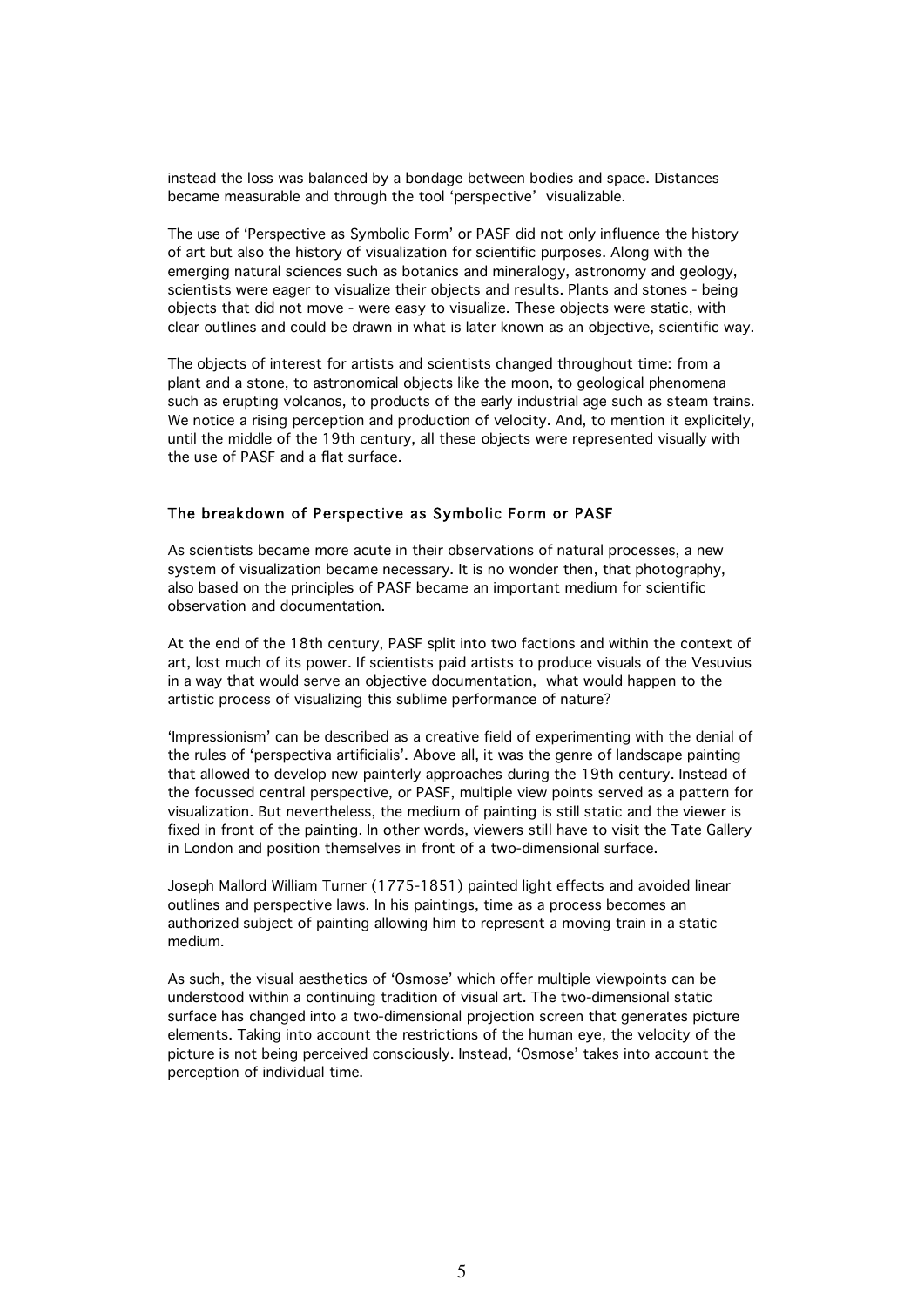instead the loss was balanced by a bondage between bodies and space. Distances became measurable and through the tool 'perspective' visualizable.

The use of 'Perspective as Symbolic Form' or PASF did not only influence the history of art but also the history of visualization for scientific purposes. Along with the emerging natural sciences such as botanics and mineralogy, astronomy and geology, scientists were eager to visualize their objects and results. Plants and stones - being objects that did not move - were easy to visualize. These objects were static, with clear outlines and could be drawn in what is later known as an objective, scientific way.

The objects of interest for artists and scientists changed throughout time: from a plant and a stone, to astronomical objects like the moon, to geological phenomena such as erupting volcanos, to products of the early industrial age such as steam trains. We notice a rising perception and production of velocity. And, to mention it explicitely, until the middle of the 19th century, all these objects were represented visually with the use of PASF and a flat surface.

## The breakdown of Perspective as Symbolic Form or PASF

As scientists became more acute in their observations of natural processes, a new system of visualization became necessary. It is no wonder then, that photography, also based on the principles of PASF became an important medium for scientific observation and documentation.

At the end of the 18th century, PASF split into two factions and within the context of art, lost much of its power. If scientists paid artists to produce visuals of the Vesuvius in a way that would serve an objective documentation, what would happen to the artistic process of visualizing this sublime performance of nature?

'Impressionism' can be described as a creative field of experimenting with the denial of the rules of 'perspectiva artificialis'. Above all, it was the genre of landscape painting that allowed to develop new painterly approaches during the 19th century. Instead of the focussed central perspective, or PASF, multiple view points served as a pattern for visualization. But nevertheless, the medium of painting is still static and the viewer is fixed in front of the painting. In other words, viewers still have to visit the Tate Gallery in London and position themselves in front of a two-dimensional surface.

Joseph Mallord William Turner (1775-1851) painted light effects and avoided linear outlines and perspective laws. In his paintings, time as a process becomes an authorized subject of painting allowing him to represent a moving train in a static medium.

As such, the visual aesthetics of 'Osmose' which offer multiple viewpoints can be understood within a continuing tradition of visual art. The two-dimensional static surface has changed into a two-dimensional projection screen that generates picture elements. Taking into account the restrictions of the human eye, the velocity of the picture is not being perceived consciously. Instead, 'Osmose' takes into account the perception of individual time.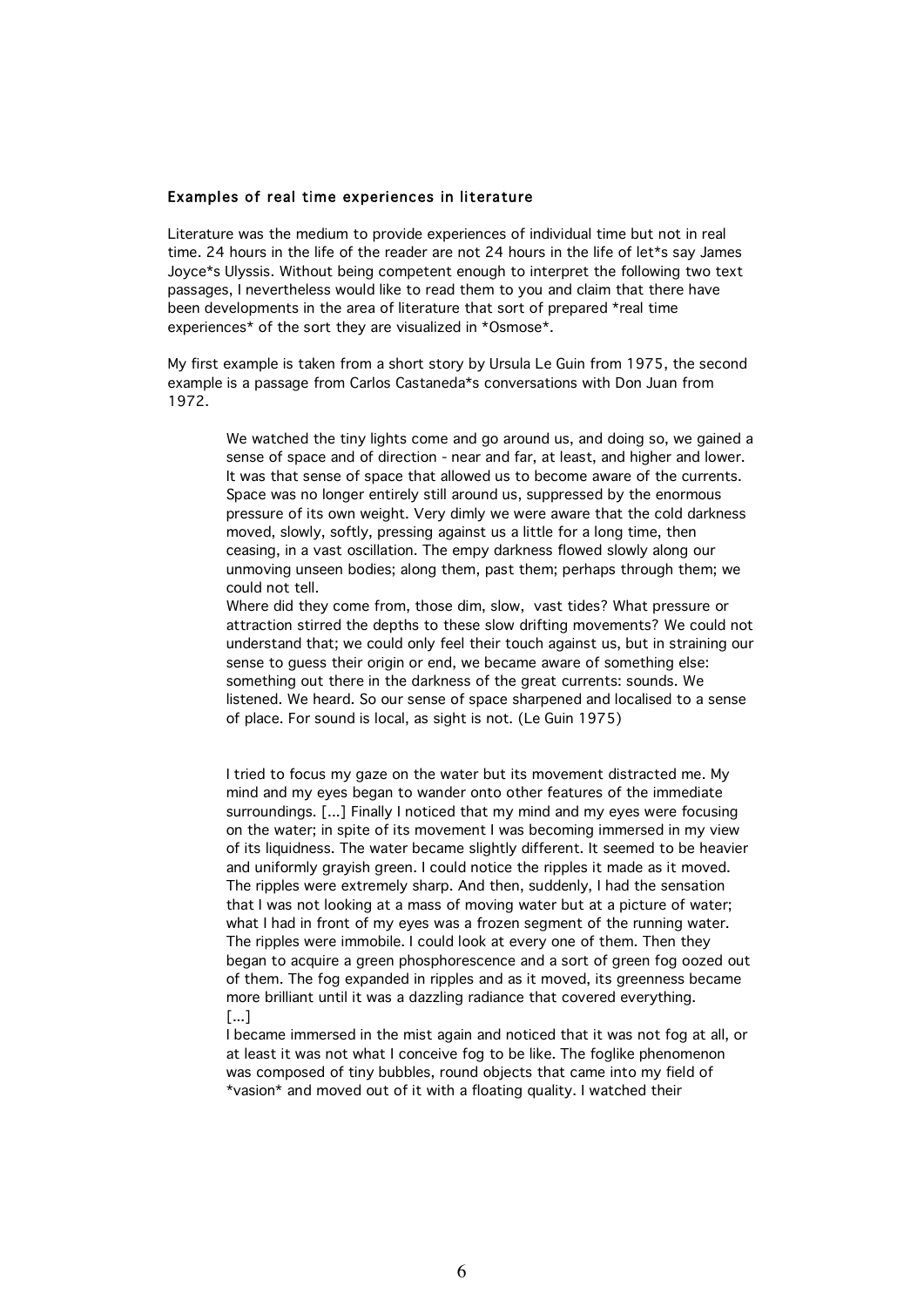### Examples of real time experiences in literature

Literature was the medium to provide experiences of individual time but not in real time. 24 hours in the life of the reader are not 24 hours in the life of let*s say James Joyce*s Ulyssis. Without being competent enough to interpret the following two text passages, I nevertheless would like to read them to you and claim that there have been developments in the area of literature that sort of prepared *real time experiences* of the sort they are visualized in *Osmose*.

My first example is taken from a short story by Ursula Le Guin from 1975, the second example is a passage from Carlos Castaneda*s conversations with Don Juan from 1972.

> We watched the tiny lights come and go around us, and doing so, we gained a sense of space and of direction - near and far, at least, and higher and lower. It was that sense of space that allowed us to become aware of the currents. Space was no longer entirely still around us, suppressed by the enormous pressure of its own weight. Very dimly we were aware that the cold darkness moved, slowly, softly, pressing against us a little for a long time, then ceasing, in a vast oscillation. The empy darkness flowed slowly along our unmoving unseen bodies; along them, past them; perhaps through them; we could not tell.
> Where did they come from, those dim, slow, vast tides? What pressure or attraction stirred the depths to these slow drifting movements? We could not understand that; we could only feel their touch against us, but in straining our sense to guess their origin or end, we became aware of something else: something out there in the darkness of the great currents: sounds. We listened. We heard. So our sense of space sharpened and localised to a sense of place. For sound is local, as sight is not. (Le Guin 1975)

> I tried to focus my gaze on the water but its movement distracted me. My mind and my eyes began to wander onto other features of the immediate surroundings. [...] Finally I noticed that my mind and my eyes were focusing on the water; in spite of its movement I was becoming immersed in my view of its liquidness. The water became slightly different. It seemed to be heavier and uniformly grayish green. I could notice the ripples it made as it moved. The ripples were extremely sharp. And then, suddenly, I had the sensation that I was not looking at a mass of moving water but at a picture of water; what I had in front of my eyes was a frozen segment of the running water. The ripples were immobile. I could look at every one of them. Then they began to acquire a green phosphorescence and a sort of green fog oozed out of them. The fog expanded in ripples and as it moved, its greenness became more brilliant until it was a dazzling radiance that covered everything.
> [...]
> I became immersed in the mist again and noticed that it was not fog at all, or at least it was not what I conceive fog to be like. The foglike phenomenon was composed of tiny bubbles, round objects that came into my field of *vasion* and moved out of it with a floating quality. I watched their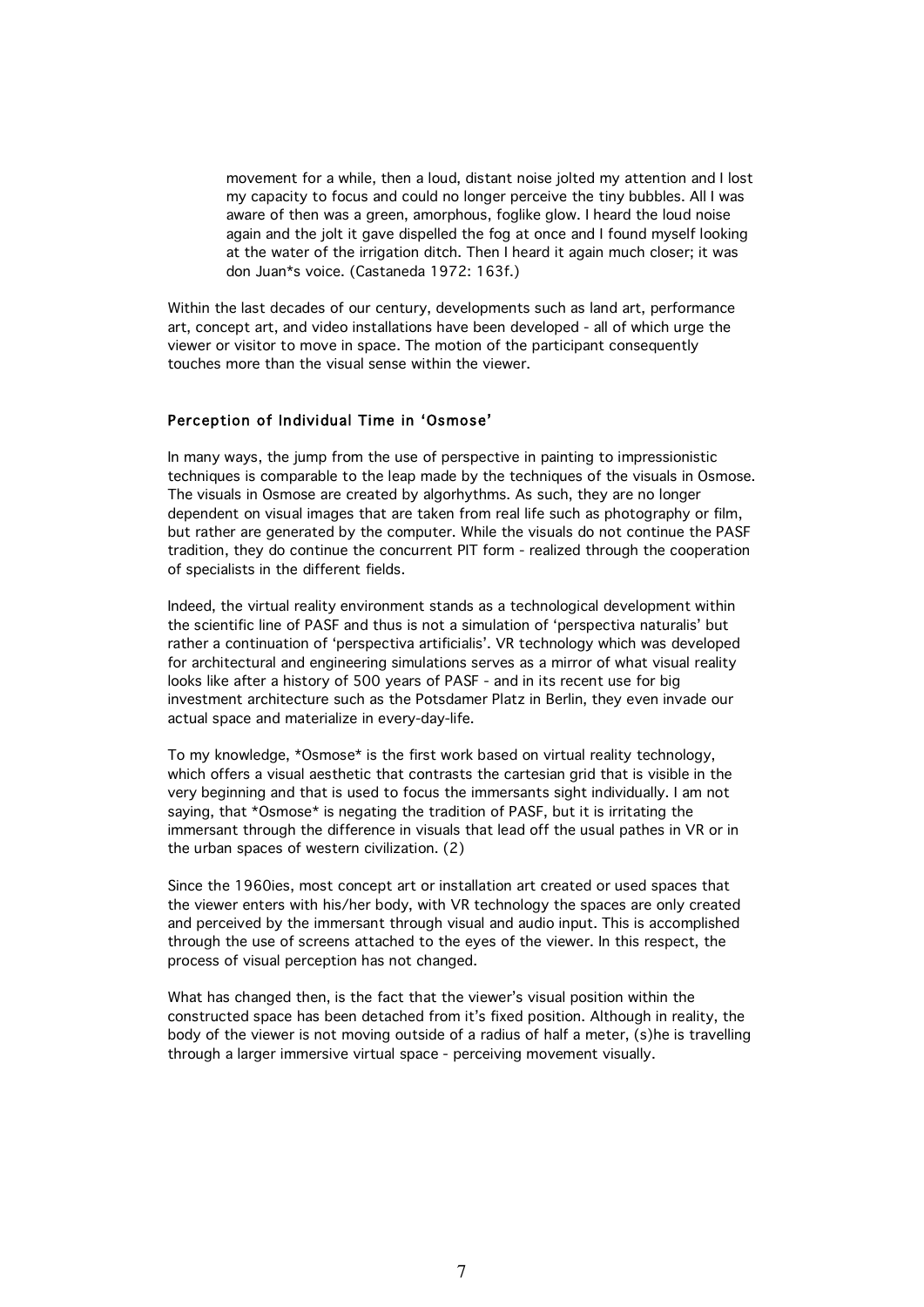> movement for a while, then a loud, distant noise jolted my attention and I lost my capacity to focus and could no longer perceive the tiny bubbles. All I was aware of then was a green, amorphous, foglike glow. I heard the loud noise again and the jolt it gave dispelled the fog at once and I found myself looking at the water of the irrigation ditch. Then I heard it again much closer; it was don Juan*s voice. (Castaneda 1972: 163f.)

Within the last decades of our century, developments such as land art, performance art, concept art, and video installations have been developed - all of which urge the viewer or visitor to move in space. The motion of the participant consequently touches more than the visual sense within the viewer.

### Perception of Individual Time in 'Osmose'

In many ways, the jump from the use of perspective in painting to impressionistic techniques is comparable to the leap made by the techniques of the visuals in Osmose. The visuals in Osmose are created by algorhythms. As such, they are no longer dependent on visual images that are taken from real life such as photography or film, but rather are generated by the computer. While the visuals do not continue the PASF tradition, they do continue the concurrent PIT form - realized through the cooperation of specialists in the different fields.

Indeed, the virtual reality environment stands as a technological development within the scientific line of PASF and thus is not a simulation of 'perspectiva naturalis' but rather a continuation of 'perspectiva artificialis'. VR technology which was developed for architectural and engineering simulations serves as a mirror of what visual reality looks like after a history of 500 years of PASF - and in its recent use for big investment architecture such as the Potsdamer Platz in Berlin, they even invade our actual space and materialize in every-day-life.

To my knowledge, *Osmose* is the first work based on virtual reality technology, which offers a visual aesthetic that contrasts the cartesian grid that is visible in the very beginning and that is used to focus the immersants sight individually. I am not saying, that *Osmose* is negating the tradition of PASF, but it is irritating the immersant through the difference in visuals that lead off the usual pathes in VR or in the urban spaces of western civilization. (2)

Since the 1960ies, most concept art or installation art created or used spaces that the viewer enters with his/her body, with VR technology the spaces are only created and perceived by the immersant through visual and audio input. This is accomplished through the use of screens attached to the eyes of the viewer. In this respect, the process of visual perception has not changed.

What has changed then, is the fact that the viewer's visual position within the constructed space has been detached from it's fixed position. Although in reality, the body of the viewer is not moving outside of a radius of half a meter, (s)he is travelling through a larger immersive virtual space - perceiving movement visually.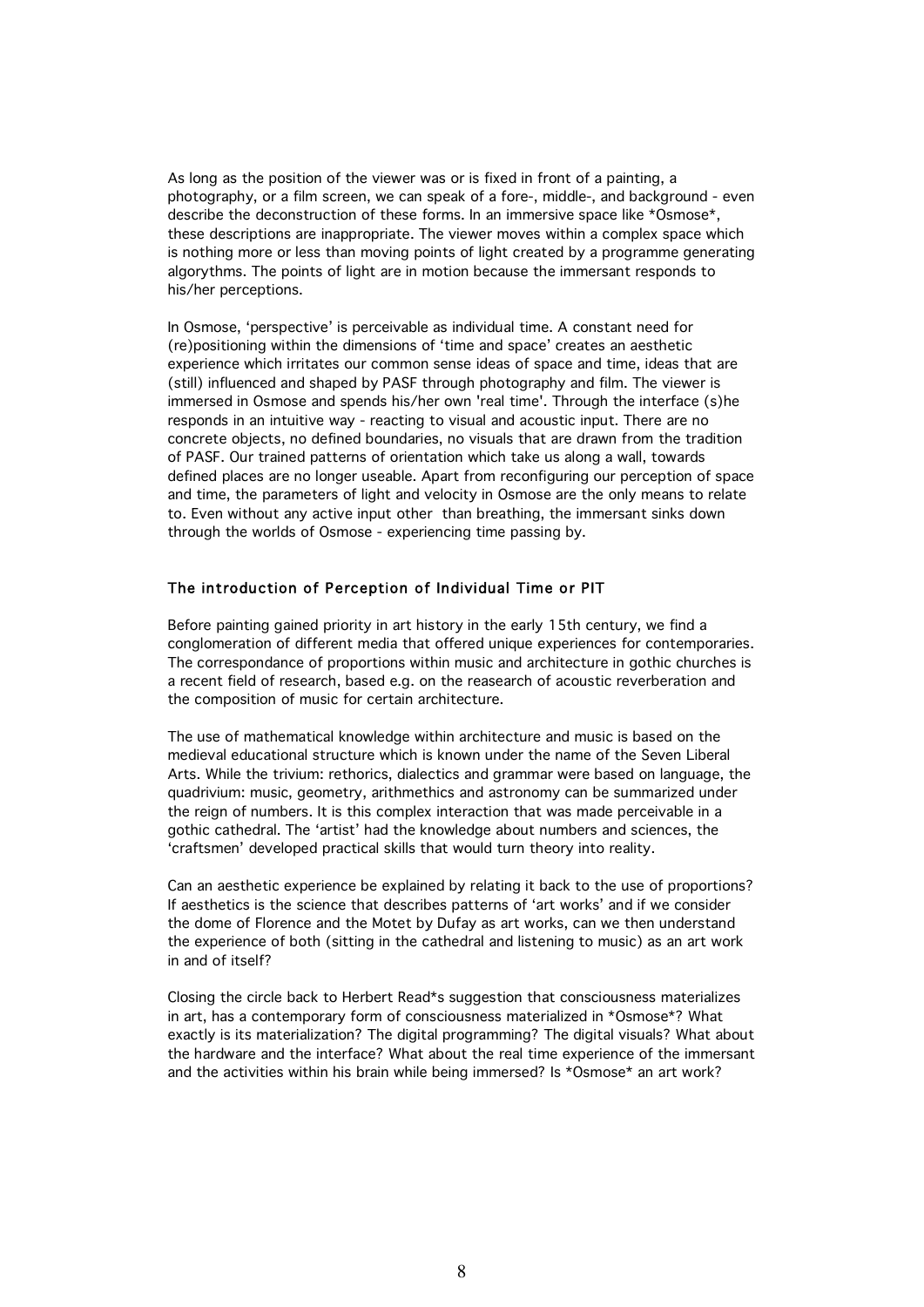As long as the position of the viewer was or is fixed in front of a painting, a photography, or a film screen, we can speak of a fore-, middle-, and background - even describe the deconstruction of these forms. In an immersive space like *Osmose*, these descriptions are inappropriate. The viewer moves within a complex space which is nothing more or less than moving points of light created by a programme generating algorythms. The points of light are in motion because the immersant responds to his/her perceptions.

In Osmose, 'perspective' is perceivable as individual time. A constant need for (re)positioning within the dimensions of 'time and space' creates an aesthetic experience which irritates our common sense ideas of space and time, ideas that are (still) influenced and shaped by PASF through photography and film. The viewer is immersed in Osmose and spends his/her own 'real time'. Through the interface (s)he responds in an intuitive way - reacting to visual and acoustic input. There are no concrete objects, no defined boundaries, no visuals that are drawn from the tradition of PASF. Our trained patterns of orientation which take us along a wall, towards defined places are no longer useable. Apart from reconfiguring our perception of space and time, the parameters of light and velocity in Osmose are the only means to relate to. Even without any active input other than breathing, the immersant sinks down through the worlds of Osmose - experiencing time passing by.

## The introduction of Perception of Individual Time or PIT

Before painting gained priority in art history in the early 15th century, we find a conglomeration of different media that offered unique experiences for contemporaries. The correspondance of proportions within music and architecture in gothic churches is a recent field of research, based e.g. on the reasearch of acoustic reverberation and the composition of music for certain architecture.

The use of mathematical knowledge within architecture and music is based on the medieval educational structure which is known under the name of the Seven Liberal Arts. While the trivium: rethorics, dialectics and grammar were based on language, the quadrivium: music, geometry, arithmethics and astronomy can be summarized under the reign of numbers. It is this complex interaction that was made perceivable in a gothic cathedral. The 'artist' had the knowledge about numbers and sciences, the 'craftsmen' developed practical skills that would turn theory into reality.

Can an aesthetic experience be explained by relating it back to the use of proportions? If aesthetics is the science that describes patterns of 'art works' and if we consider the dome of Florence and the Motet by Dufay as art works, can we then understand the experience of both (sitting in the cathedral and listening to music) as an art work in and of itself?

Closing the circle back to Herbert Read*s suggestion that consciousness materializes in art, has a contemporary form of consciousness materialized in *Osmose*? What exactly is its materialization? The digital programming? The digital visuals? What about the hardware and the interface? What about the real time experience of the immersant and the activities within his brain while being immersed? Is *Osmose* an art work?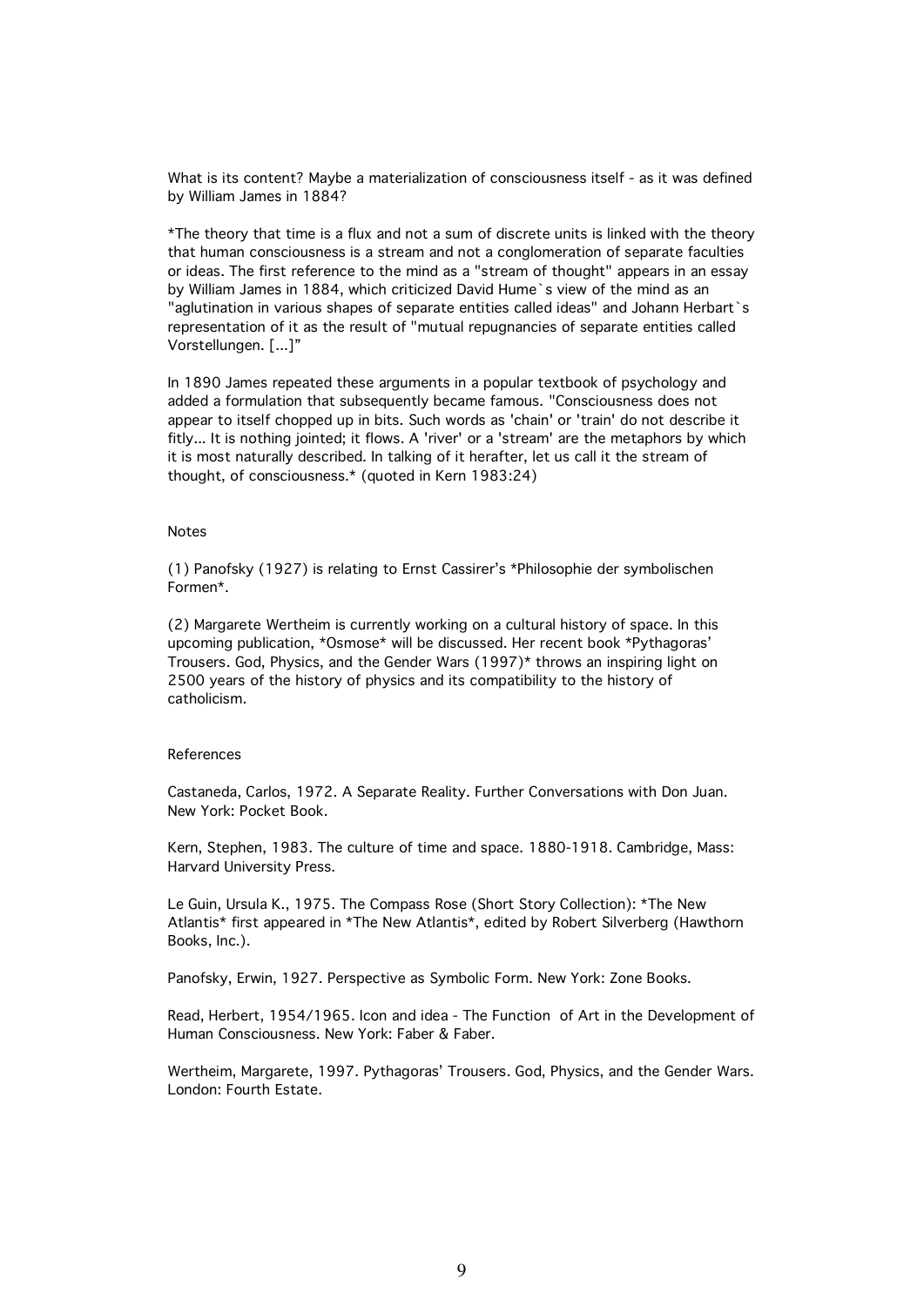What is its content? Maybe a materialization of consciousness itself - as it was defined by William James in 1884?

*The theory that time is a flux and not a sum of discrete units is linked with the theory that human consciousness is a stream and not a conglomeration of separate faculties or ideas. The first reference to the mind as a "stream of thought" appears in an essay by William James in 1884, which criticized David Hume`s view of the mind as an "aglutination in various shapes of separate entities called ideas" and Johann Herbart`s representation of it as the result of "mutual repugnancies of separate entities called Vorstellungen. [...]"

In 1890 James repeated these arguments in a popular textbook of psychology and added a formulation that subsequently became famous. "Consciousness does not appear to itself chopped up in bits. Such words as 'chain' or 'train' do not describe it fitly... It is nothing jointed; it flows. A 'river' or a 'stream' are the metaphors by which it is most naturally described. In talking of it herafter, let us call it the stream of thought, of consciousness.* (quoted in Kern 1983:24)

Notes

(1) Panofsky (1927) is relating to Ernst Cassirer's *Philosophie der symbolischen Formen*.

(2) Margarete Wertheim is currently working on a cultural history of space. In this upcoming publication, *Osmose* will be discussed. Her recent book *Pythagoras' Trousers. God, Physics, and the Gender Wars (1997)* throws an inspiring light on 2500 years of the history of physics and its compatibility to the history of catholicism.

References

Castaneda, Carlos, 1972. A Separate Reality. Further Conversations with Don Juan. New York: Pocket Book.

Kern, Stephen, 1983. The culture of time and space. 1880-1918. Cambridge, Mass: Harvard University Press.

Le Guin, Ursula K., 1975. The Compass Rose (Short Story Collection): *The New Atlantis* first appeared in *The New Atlantis*, edited by Robert Silverberg (Hawthorn Books, Inc.).

Panofsky, Erwin, 1927. Perspective as Symbolic Form. New York: Zone Books.

Read, Herbert, 1954/1965. Icon and idea - The Function of Art in the Development of Human Consciousness. New York: Faber & Faber.

Wertheim, Margarete, 1997. Pythagoras' Trousers. God, Physics, and the Gender Wars. London: Fourth Estate.